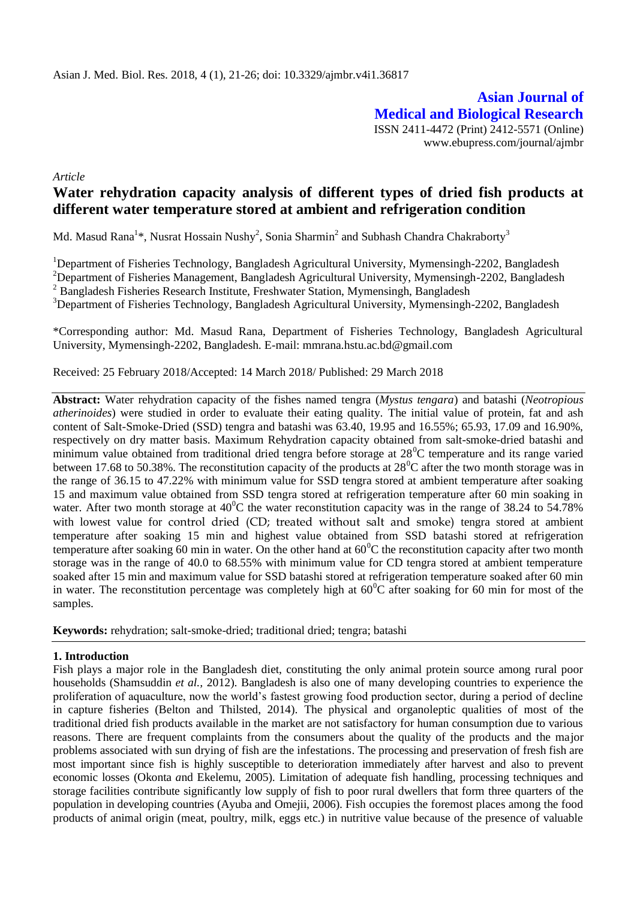Asian J. Med. Biol. Res. 2018, 4 (1), 21-26; doi: 10.3329/ajmbr.v4i1.36817

**Asian Journal of Medical and Biological Research**
ISSN 2411-4472 (Print) 2412-5571 (Online)
www.ebupress.com/journal/ajmbr

*Article*

# Water rehydration capacity analysis of different types of dried fish products at different water temperature stored at ambient and refrigeration condition

Md. Masud Rana[1]*, Nusrat Hossain Nushy[2], Sonia Sharmin[2] and Subhash Chandra Chakraborty[3]

[1]Department of Fisheries Technology, Bangladesh Agricultural University, Mymensingh-2202, Bangladesh
[2]Department of Fisheries Management, Bangladesh Agricultural University, Mymensingh-2202, Bangladesh
[2] Bangladesh Fisheries Research Institute, Freshwater Station, Mymensingh, Bangladesh
[3]Department of Fisheries Technology, Bangladesh Agricultural University, Mymensingh-2202, Bangladesh

*Corresponding author: Md. Masud Rana, Department of Fisheries Technology, Bangladesh Agricultural University, Mymensingh-2202, Bangladesh. E-mail: mmrana.hstu.ac.bd@gmail.com

Received: 25 February 2018/Accepted: 14 March 2018/ Published: 29 March 2018

**Abstract:** Water rehydration capacity of the fishes named tengra (*Mystus tengara*) and batashi (*Neotropious atherinoides*) were studied in order to evaluate their eating quality. The initial value of protein, fat and ash content of Salt-Smoke-Dried (SSD) tengra and batashi was 63.40, 19.95 and 16.55%; 65.93, 17.09 and 16.90%, respectively on dry matter basis. Maximum Rehydration capacity obtained from salt-smoke-dried batashi and minimum value obtained from traditional dried tengra before storage at $28^0$C temperature and its range varied between 17.68 to 50.38%. The reconstitution capacity of the products at $28^0$C after the two month storage was in the range of 36.15 to 47.22% with minimum value for SSD tengra stored at ambient temperature after soaking 15 and maximum value obtained from SSD tengra stored at refrigeration temperature after 60 min soaking in water. After two month storage at $40^0$C the water reconstitution capacity was in the range of 38.24 to 54.78% with lowest value for control dried (CD; treated without salt and smoke) tengra stored at ambient temperature after soaking 15 min and highest value obtained from SSD batashi stored at refrigeration temperature after soaking 60 min in water. On the other hand at $60^0$C the reconstitution capacity after two month storage was in the range of 40.0 to 68.55% with minimum value for CD tengra stored at ambient temperature soaked after 15 min and maximum value for SSD batashi stored at refrigeration temperature soaked after 60 min in water. The reconstitution percentage was completely high at $60^0$C after soaking for 60 min for most of the samples.

**Keywords:** rehydration; salt-smoke-dried; traditional dried; tengra; batashi

## 1. Introduction

Fish plays a major role in the Bangladesh diet, constituting the only animal protein source among rural poor households (Shamsuddin *et al.,* 2012). Bangladesh is also one of many developing countries to experience the proliferation of aquaculture, now the world's fastest growing food production sector, during a period of decline in capture fisheries (Belton and Thilsted, 2014). The physical and organoleptic qualities of most of the traditional dried fish products available in the market are not satisfactory for human consumption due to various reasons. There are frequent complaints from the consumers about the quality of the products and the major problems associated with sun drying of fish are the infestations. The processing and preservation of fresh fish are most important since fish is highly susceptible to deterioration immediately after harvest and also to prevent economic losses (Okonta *a*nd Ekelemu, 2005). Limitation of adequate fish handling, processing techniques and storage facilities contribute significantly low supply of fish to poor rural dwellers that form three quarters of the population in developing countries (Ayuba and Omejii, 2006). Fish occupies the foremost places among the food products of animal origin (meat, poultry, milk, eggs etc.) in nutritive value because of the presence of valuable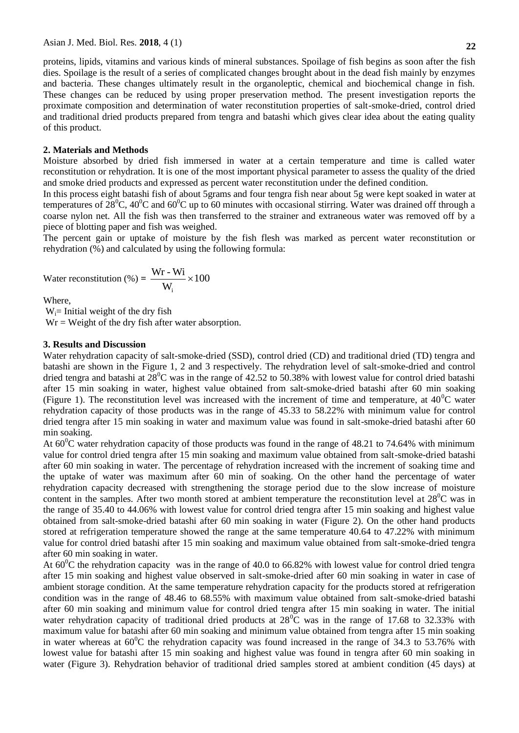proteins, lipids, vitamins and various kinds of mineral substances. Spoilage of fish begins as soon after the fish dies. Spoilage is the result of a series of complicated changes brought about in the dead fish mainly by enzymes and bacteria. These changes ultimately result in the organoleptic, chemical and biochemical change in fish. These changes can be reduced by using proper preservation method. The present investigation reports the proximate composition and determination of water reconstitution properties of salt-smoke-dried, control dried and traditional dried products prepared from tengra and batashi which gives clear idea about the eating quality of this product.

## 2. Materials and Methods

Moisture absorbed by dried fish immersed in water at a certain temperature and time is called water reconstitution or rehydration. It is one of the most important physical parameter to assess the quality of the dried and smoke dried products and expressed as percent water reconstitution under the defined condition.

In this process eight batashi fish of about 5grams and four tengra fish near about 5g were kept soaked in water at temperatures of $28^0$C, $40^0$C and $60^0$C up to 60 minutes with occasional stirring. Water was drained off through a coarse nylon net. All the fish was then transferred to the strainer and extraneous water was removed off by a piece of blotting paper and fish was weighed.

The percent gain or uptake of moisture by the fish flesh was marked as percent water reconstitution or rehydration (%) and calculated by using the following formula:

$$\text{Water reconstitution (\%)} = \frac{\text{Wr - Wi}}{\text{W}_\text{i}} \times 100$$

Where,

$W_i$= Initial weight of the dry fish

Wr = Weight of the dry fish after water absorption.

## 3. Results and Discussion

Water rehydration capacity of salt-smoke-dried (SSD), control dried (CD) and traditional dried (TD) tengra and batashi are shown in the Figure 1, 2 and 3 respectively. The rehydration level of salt-smoke-dried and control dried tengra and batashi at $28^0$C was in the range of 42.52 to 50.38% with lowest value for control dried batashi after 15 min soaking in water, highest value obtained from salt-smoke-dried batashi after 60 min soaking (Figure 1). The reconstitution level was increased with the increment of time and temperature, at $40^0$C water rehydration capacity of those products was in the range of 45.33 to 58.22% with minimum value for control dried tengra after 15 min soaking in water and maximum value was found in salt-smoke-dried batashi after 60 min soaking.

At $60^0$C water rehydration capacity of those products was found in the range of 48.21 to 74.64% with minimum value for control dried tengra after 15 min soaking and maximum value obtained from salt-smoke-dried batashi after 60 min soaking in water. The percentage of rehydration increased with the increment of soaking time and the uptake of water was maximum after 60 min of soaking. On the other hand the percentage of water rehydration capacity decreased with strengthening the storage period due to the slow increase of moisture content in the samples. After two month stored at ambient temperature the reconstitution level at $28^0$C was in the range of 35.40 to 44.06% with lowest value for control dried tengra after 15 min soaking and highest value obtained from salt-smoke-dried batashi after 60 min soaking in water (Figure 2). On the other hand products stored at refrigeration temperature showed the range at the same temperature 40.64 to 47.22% with minimum value for control dried batashi after 15 min soaking and maximum value obtained from salt-smoke-dried tengra after 60 min soaking in water.

At $60^0$C the rehydration capacity was in the range of 40.0 to 66.82% with lowest value for control dried tengra after 15 min soaking and highest value observed in salt-smoke-dried after 60 min soaking in water in case of ambient storage condition. At the same temperature rehydration capacity for the products stored at refrigeration condition was in the range of 48.46 to 68.55% with maximum value obtained from salt-smoke-dried batashi after 60 min soaking and minimum value for control dried tengra after 15 min soaking in water. The initial water rehydration capacity of traditional dried products at $28^0$C was in the range of 17.68 to 32.33% with maximum value for batashi after 60 min soaking and minimum value obtained from tengra after 15 min soaking in water whereas at $60^0$C the rehydration capacity was found increased in the range of 34.3 to 53.76% with lowest value for batashi after 15 min soaking and highest value was found in tengra after 60 min soaking in water (Figure 3). Rehydration behavior of traditional dried samples stored at ambient condition (45 days) at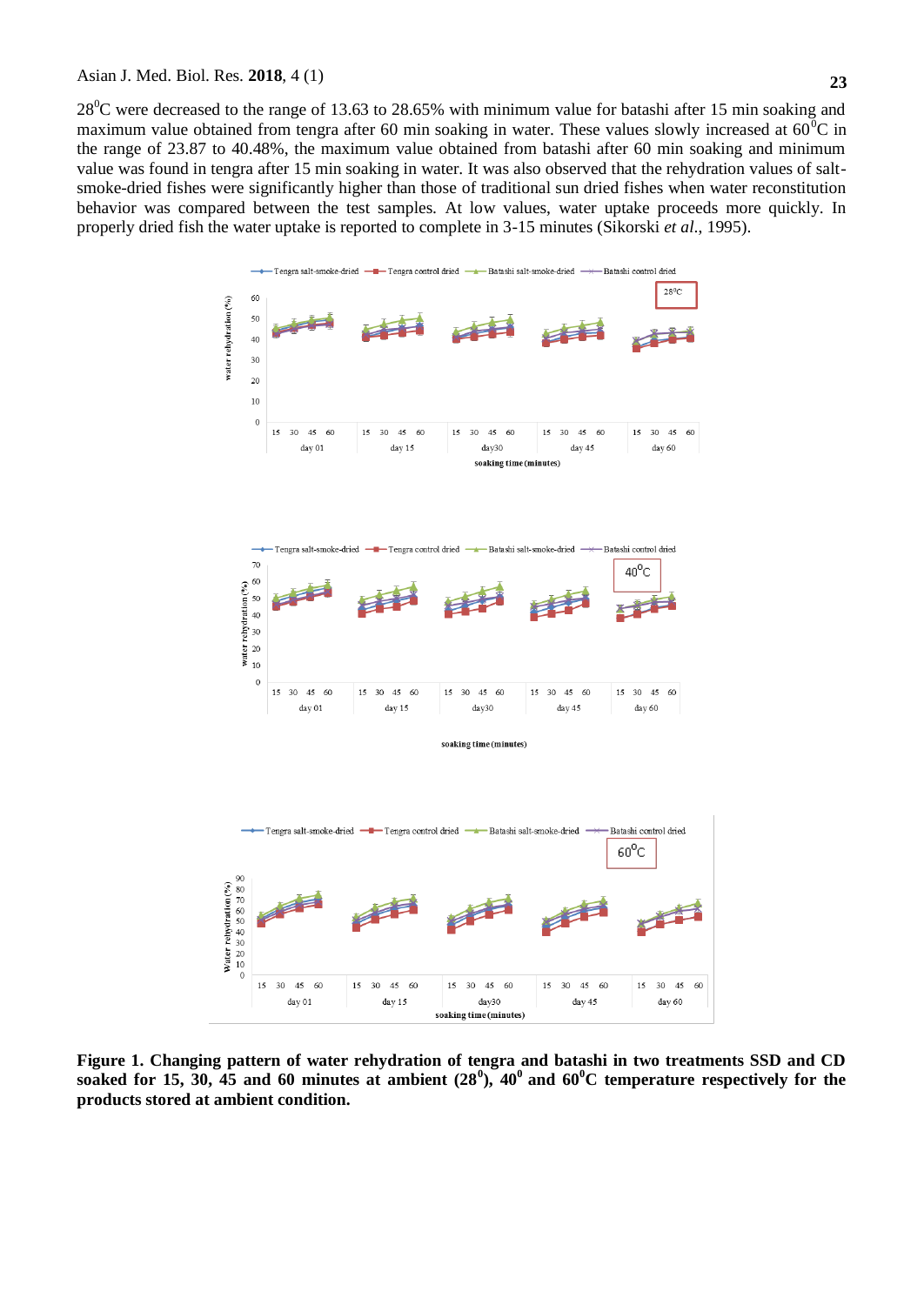$28^0C$ were decreased to the range of 13.63 to 28.65% with minimum value for batashi after 15 min soaking and maximum value obtained from tengra after 60 min soaking in water. These values slowly increased at $60^0C$ in the range of 23.87 to 40.48%, the maximum value obtained from batashi after 60 min soaking and minimum value was found in tengra after 15 min soaking in water. It was also observed that the rehydration values of salt-smoke-dried fishes were significantly higher than those of traditional sun dried fishes when water reconstitution behavior was compared between the test samples. At low values, water uptake proceeds more quickly. In properly dried fish the water uptake is reported to complete in 3-15 minutes (Sikorski *et al.*, 1995).

**Figure 1. Changing pattern of water rehydration of tengra and batashi in two treatments SSD and CD soaked for 15, 30, 45 and 60 minutes at ambient ($28^0$), $40^0$ and $60^0C$ temperature respectively for the products stored at ambient condition.**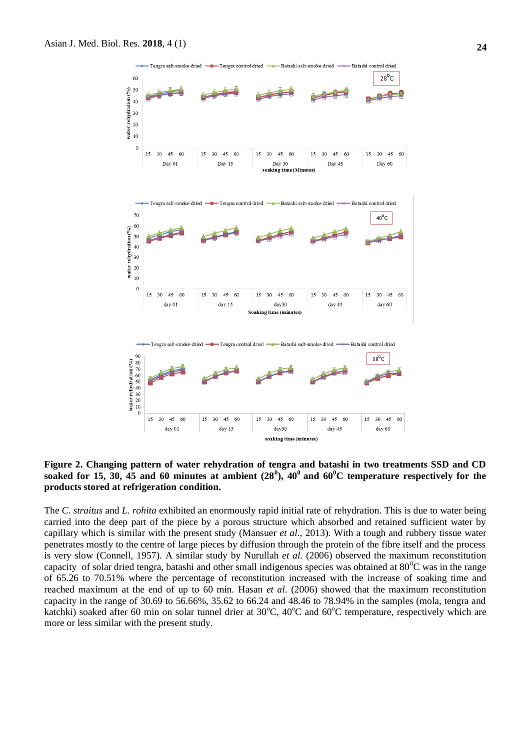**Figure 2. Changing pattern of water rehydration of tengra and batashi in two treatments SSD and CD soaked for 15, 30, 45 and 60 minutes at ambient (28$^0$), 40$^0$ and 60$^0$C temperature respectively for the products stored at refrigeration condition.**

The *C. straitus* and *L. rohita* exhibited an enormously rapid initial rate of rehydration. This is due to water being carried into the deep part of the piece by a porous structure which absorbed and retained sufficient water by capillary which is similar with the present study (Mansuer *et al*., 2013). With a tough and rubbery tissue water penetrates mostly to the centre of large pieces by diffusion through the protein of the fibre itself and the process is very slow (Connell, 1957). A similar study by Nurullah *et al.* (2006) observed the maximum reconstitution capacity of solar dried tengra, batashi and other small indigenous species was obtained at 80$^0$C was in the range of 65.26 to 70.51% where the percentage of reconstitution increased with the increase of soaking time and reached maximum at the end of up to 60 min. Hasan *et al*. (2006) showed that the maximum reconstitution capacity in the range of 30.69 to 56.66%, 35.62 to 66.24 and 48.46 to 78.94% in the samples (mola, tengra and katchki) soaked after 60 min on solar tunnel drier at 30$^o$C, 40$^o$C and 60$^o$C temperature, respectively which are more or less similar with the present study.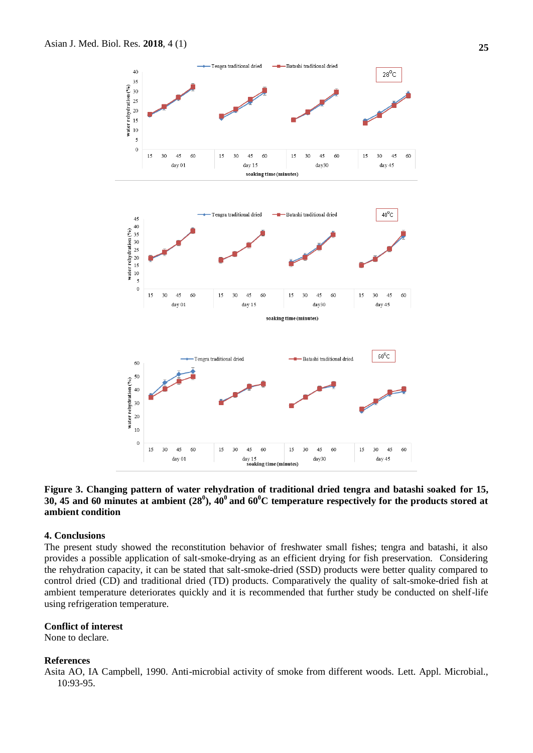**Figure 3. Changing pattern of water rehydration of traditional dried tengra and batashi soaked for 15, 30, 45 and 60 minutes at ambient (28$^0$), 40$^0$ and 60$^0$C temperature respectively for the products stored at ambient condition**

## 4. Conclusions

The present study showed the reconstitution behavior of freshwater small fishes; tengra and batashi, it also provides a possible application of salt-smoke-drying as an efficient drying for fish preservation. Considering the rehydration capacity, it can be stated that salt-smoke-dried (SSD) products were better quality compared to control dried (CD) and traditional dried (TD) products. Comparatively the quality of salt-smoke-dried fish at ambient temperature deteriorates quickly and it is recommended that further study be conducted on shelf-life using refrigeration temperature.

### Conflict of interest

None to declare.

### References

Asita AO, IA Campbell, 1990. Anti-microbial activity of smoke from different woods. Lett. Appl. Microbial., 10:93-95.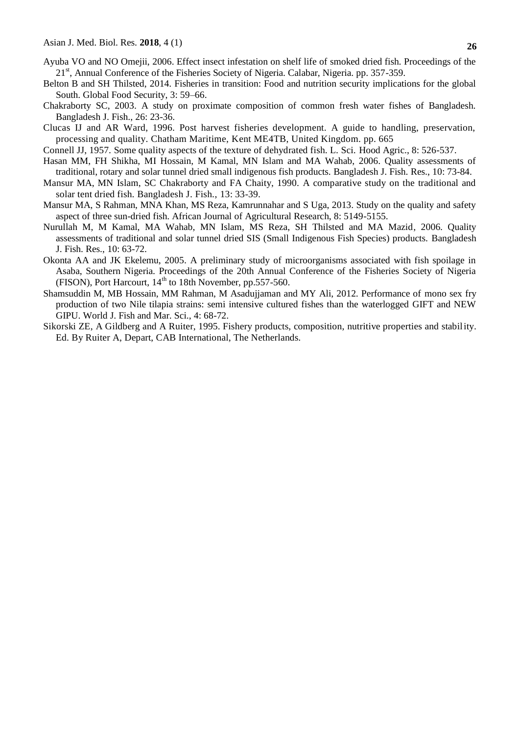Ayuba VO and NO Omejii, 2006. Effect insect infestation on shelf life of smoked dried fish. Proceedings of the 21[st], Annual Conference of the Fisheries Society of Nigeria. Calabar, Nigeria. pp. 357-359.

Belton B and SH Thilsted, 2014. Fisheries in transition: Food and nutrition security implications for the global South. Global Food Security, 3: 59–66.

Chakraborty SC, 2003. A study on proximate composition of common fresh water fishes of Bangladesh. Bangladesh J. Fish., 26: 23-36.

Clucas IJ and AR Ward, 1996. Post harvest fisheries development. A guide to handling, preservation, processing and quality. Chatham Maritime, Kent ME4TB, United Kingdom. pp. 665

Connell JJ, 1957. Some quality aspects of the texture of dehydrated fish. L. Sci. Hood Agric., 8: 526-537.

Hasan MM, FH Shikha, MI Hossain, M Kamal, MN Islam and MA Wahab, 2006. Quality assessments of traditional, rotary and solar tunnel dried small indigenous fish products. Bangladesh J. Fish. Res., 10: 73-84.

Mansur MA, MN Islam, SC Chakraborty and FA Chaity, 1990. A comparative study on the traditional and solar tent dried fish. Bangladesh J. Fish., 13: 33-39.

Mansur MA, S Rahman, MNA Khan, MS Reza, Kamrunnahar and S Uga, 2013. Study on the quality and safety aspect of three sun-dried fish. African Journal of Agricultural Research, 8: 5149-5155.

Nurullah M, M Kamal, MA Wahab, MN Islam, MS Reza, SH Thilsted and MA Mazid, 2006. Quality assessments of traditional and solar tunnel dried SIS (Small Indigenous Fish Species) products. Bangladesh J. Fish. Res., 10: 63-72.

Okonta AA and JK Ekelemu, 2005. A preliminary study of microorganisms associated with fish spoilage in Asaba, Southern Nigeria. Proceedings of the 20th Annual Conference of the Fisheries Society of Nigeria (FISON), Port Harcourt, 14[th] to 18th November, pp.557-560.

Shamsuddin M, MB Hossain, MM Rahman, M Asadujjaman and MY Ali, 2012. Performance of mono sex fry production of two Nile tilapia strains: semi intensive cultured fishes than the waterlogged GIFT and NEW GIPU. World J. Fish and Mar. Sci., 4: 68-72.

Sikorski ZE, A Gildberg and A Ruiter, 1995. Fishery products, composition, nutritive properties and stability. Ed. By Ruiter A, Depart, CAB International, The Netherlands.